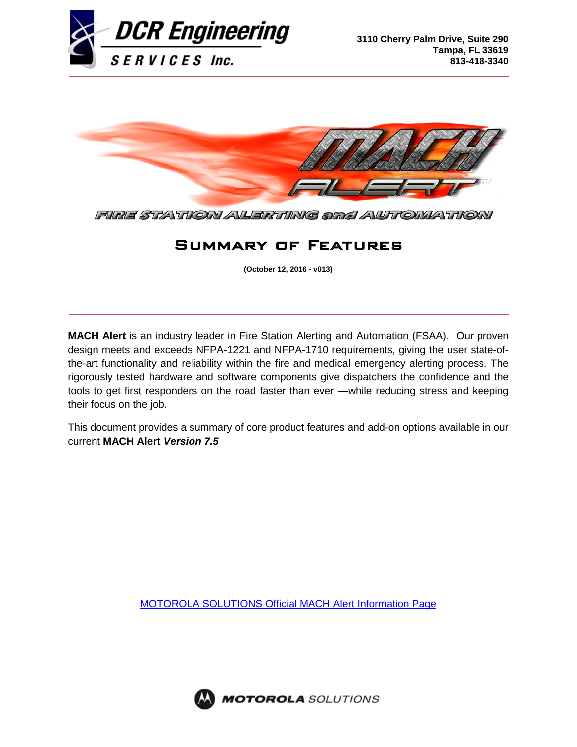**DCR Engineering SERVICES Inc.**

**3110 Cherry Palm Drive, Suite 290**
**Tampa, FL 33619**
**813-418-3340**

# MACH ALERT

FIRE STATION ALERTING and AUTOMATION

## SUMMARY OF FEATURES

**(October 12, 2016 - v013)**

**MACH Alert** is an industry leader in Fire Station Alerting and Automation (FSAA). Our proven design meets and exceeds NFPA-1221 and NFPA-1710 requirements, giving the user state-of-the-art functionality and reliability within the fire and medical emergency alerting process. The rigorously tested hardware and software components give dispatchers the confidence and the tools to get first responders on the road faster than ever —while reducing stress and keeping their focus on the job.

This document provides a summary of core product features and add-on options available in our current **MACH Alert** ***Version 7.5***

[MOTOROLA SOLUTIONS Official MACH Alert Information Page]()

MOTOROLA SOLUTIONS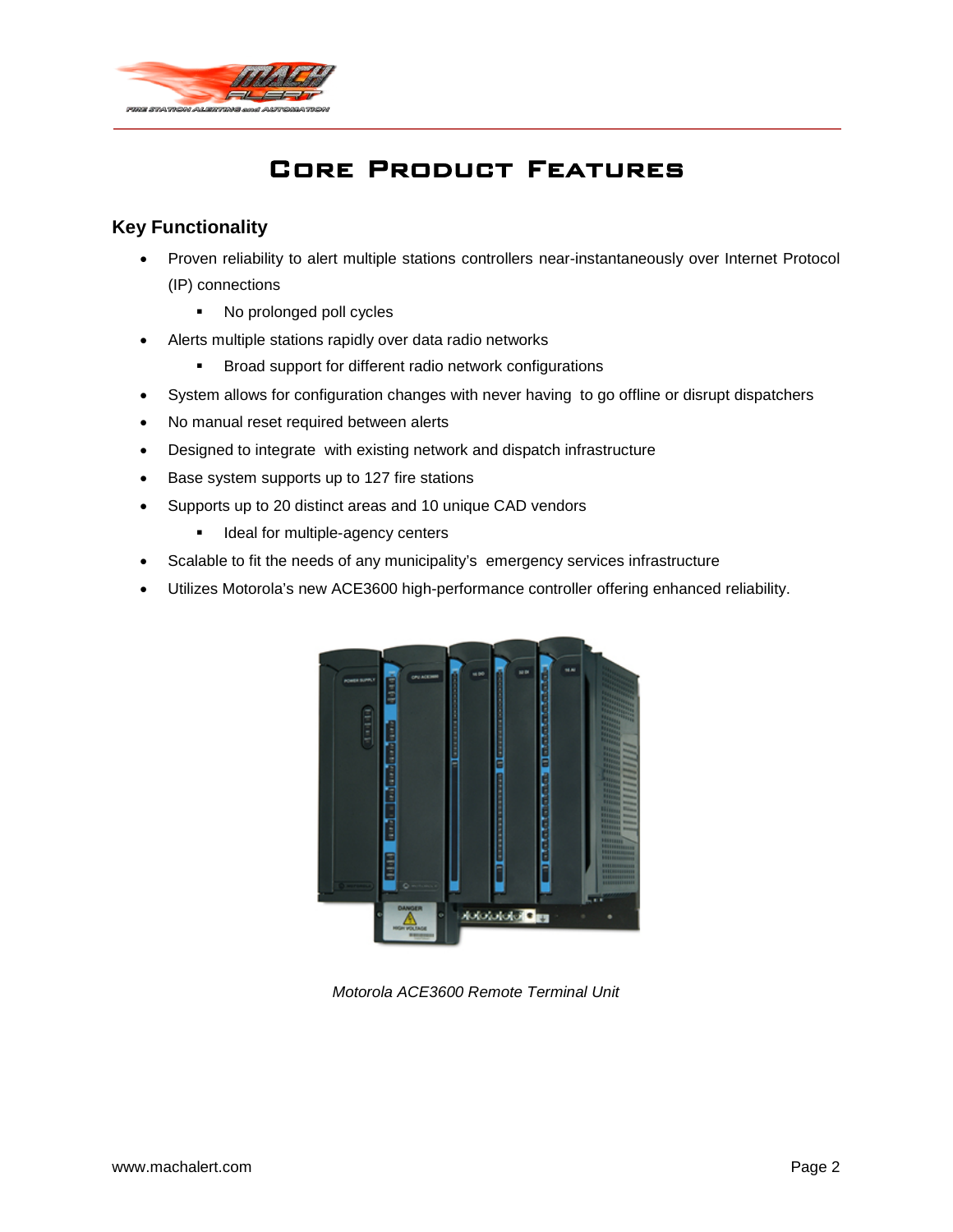# Core Product Features

## Key Functionality

- Proven reliability to alert multiple stations controllers near-instantaneously over Internet Protocol (IP) connections
  - No prolonged poll cycles
- Alerts multiple stations rapidly over data radio networks
  - Broad support for different radio network configurations
- System allows for configuration changes with never having to go offline or disrupt dispatchers
- No manual reset required between alerts
- Designed to integrate with existing network and dispatch infrastructure
- Base system supports up to 127 fire stations
- Supports up to 20 distinct areas and 10 unique CAD vendors
  - Ideal for multiple-agency centers
- Scalable to fit the needs of any municipality's emergency services infrastructure
- Utilizes Motorola's new ACE3600 high-performance controller offering enhanced reliability.

*Motorola ACE3600 Remote Terminal Unit*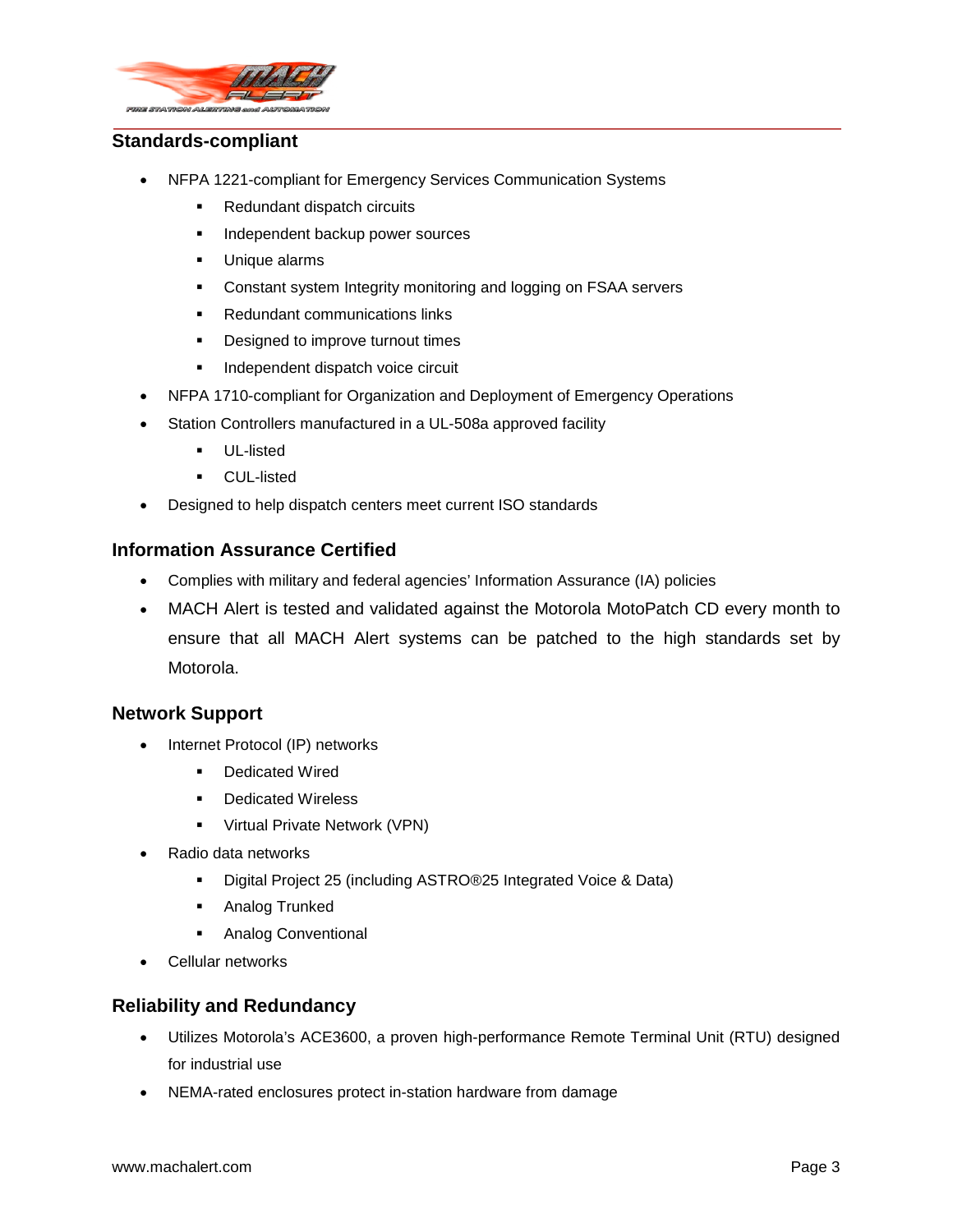## Standards-compliant

- NFPA 1221-compliant for Emergency Services Communication Systems
  - Redundant dispatch circuits
  - Independent backup power sources
  - Unique alarms
  - Constant system Integrity monitoring and logging on FSAA servers
  - Redundant communications links
  - Designed to improve turnout times
  - Independent dispatch voice circuit
- NFPA 1710-compliant for Organization and Deployment of Emergency Operations
- Station Controllers manufactured in a UL-508a approved facility
  - UL-listed
  - CUL-listed
- Designed to help dispatch centers meet current ISO standards

## Information Assurance Certified

- Complies with military and federal agencies' Information Assurance (IA) policies
- MACH Alert is tested and validated against the Motorola MotoPatch CD every month to ensure that all MACH Alert systems can be patched to the high standards set by Motorola.

## Network Support

- Internet Protocol (IP) networks
  - Dedicated Wired
  - Dedicated Wireless
  - Virtual Private Network (VPN)
- Radio data networks
  - Digital Project 25 (including ASTRO®25 Integrated Voice & Data)
  - Analog Trunked
  - Analog Conventional
- Cellular networks

## Reliability and Redundancy

- Utilizes Motorola's ACE3600, a proven high-performance Remote Terminal Unit (RTU) designed for industrial use
- NEMA-rated enclosures protect in-station hardware from damage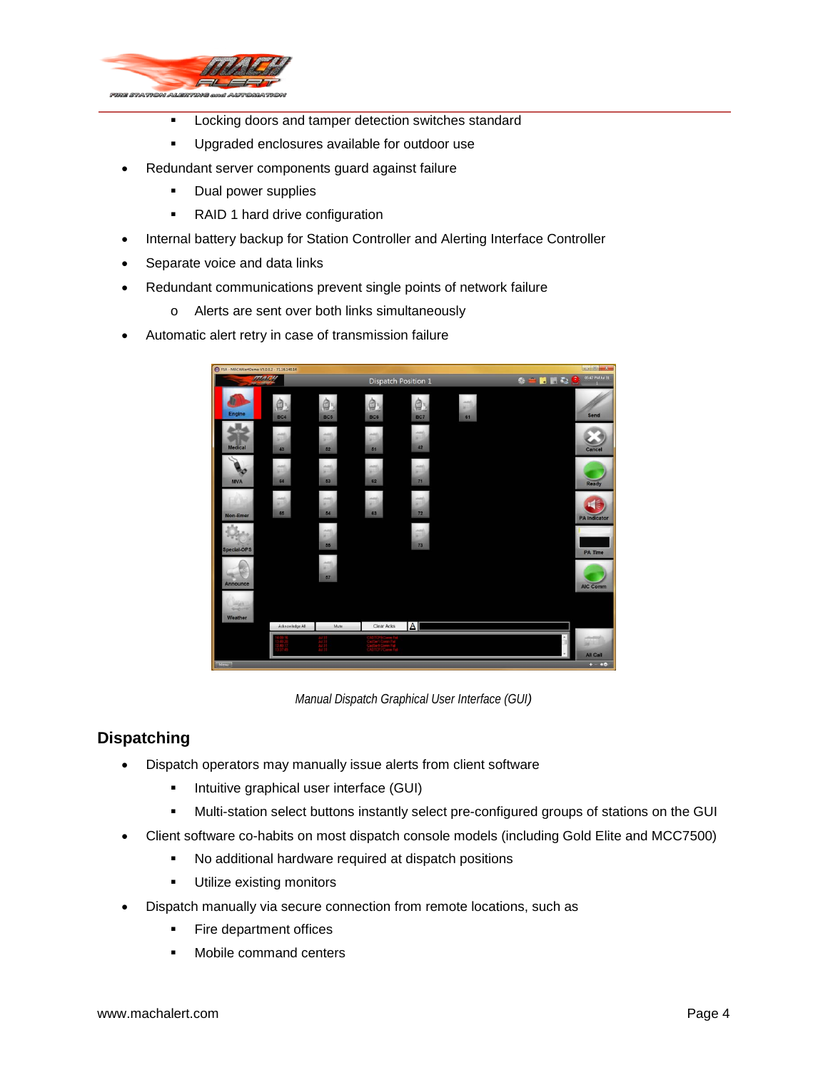- Locking doors and tamper detection switches standard
- Upgraded enclosures available for outdoor use

- Redundant server components guard against failure
  - Dual power supplies
  - RAID 1 hard drive configuration
- Internal battery backup for Station Controller and Alerting Interface Controller
- Separate voice and data links
- Redundant communications prevent single points of network failure
  - Alerts are sent over both links simultaneously
- Automatic alert retry in case of transmission failure

*Manual Dispatch Graphical User Interface (GUI)*

## Dispatching

- Dispatch operators may manually issue alerts from client software
  - Intuitive graphical user interface (GUI)
  - Multi-station select buttons instantly select pre-configured groups of stations on the GUI
- Client software co-habits on most dispatch console models (including Gold Elite and MCC7500)
  - No additional hardware required at dispatch positions
  - Utilize existing monitors
- Dispatch manually via secure connection from remote locations, such as
  - Fire department offices
  - Mobile command centers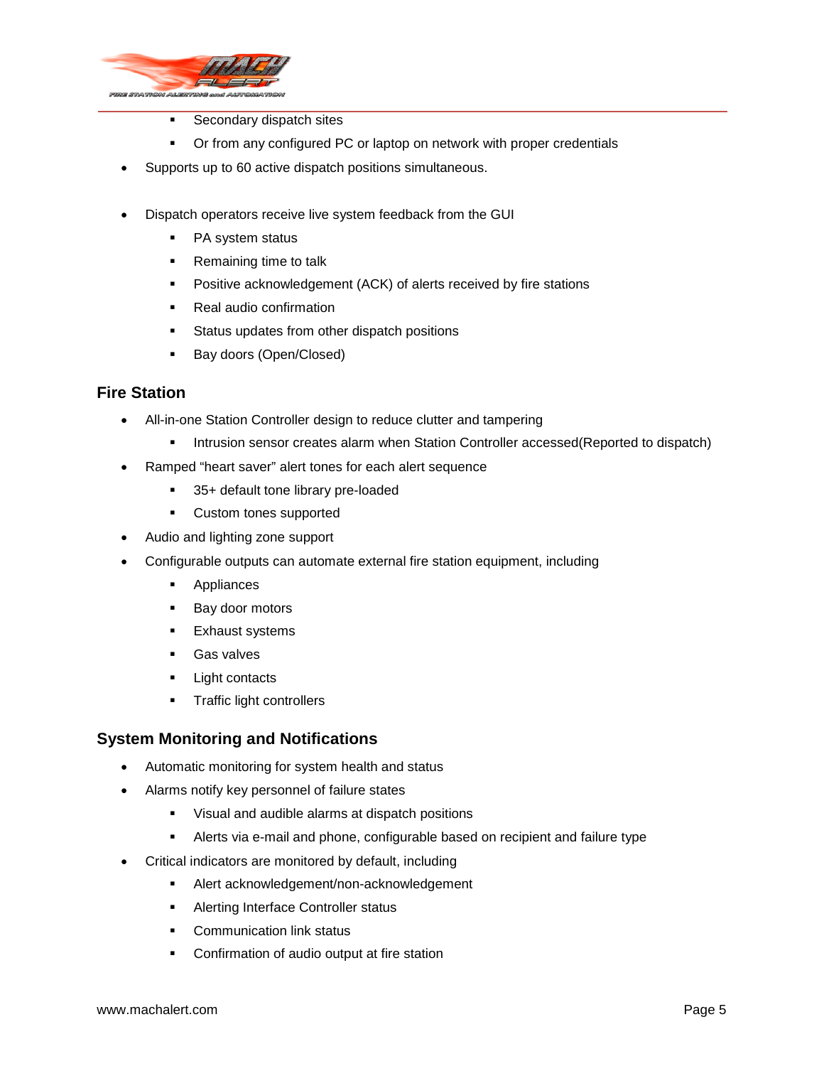- Secondary dispatch sites
  - Or from any configured PC or laptop on network with proper credentials
- Supports up to 60 active dispatch positions simultaneously.

- Dispatch operators receive live system feedback from the GUI
  - PA system status
  - Remaining time to talk
  - Positive acknowledgement (ACK) of alerts received by fire stations
  - Real audio confirmation
  - Status updates from other dispatch positions
  - Bay doors (Open/Closed)

## Fire Station

- All-in-one Station Controller design to reduce clutter and tampering
  - Intrusion sensor creates alarm when Station Controller accessed(Reported to dispatch)
- Ramped "heart saver" alert tones for each alert sequence
  - 35+ default tone library pre-loaded
  - Custom tones supported
- Audio and lighting zone support
- Configurable outputs can automate external fire station equipment, including
  - Appliances
  - Bay door motors
  - Exhaust systems
  - Gas valves
  - Light contacts
  - Traffic light controllers

## System Monitoring and Notifications

- Automatic monitoring for system health and status
- Alarms notify key personnel of failure states
  - Visual and audible alarms at dispatch positions
  - Alerts via e-mail and phone, configurable based on recipient and failure type
- Critical indicators are monitored by default, including
  - Alert acknowledgement/non-acknowledgement
  - Alerting Interface Controller status
  - Communication link status
  - Confirmation of audio output at fire station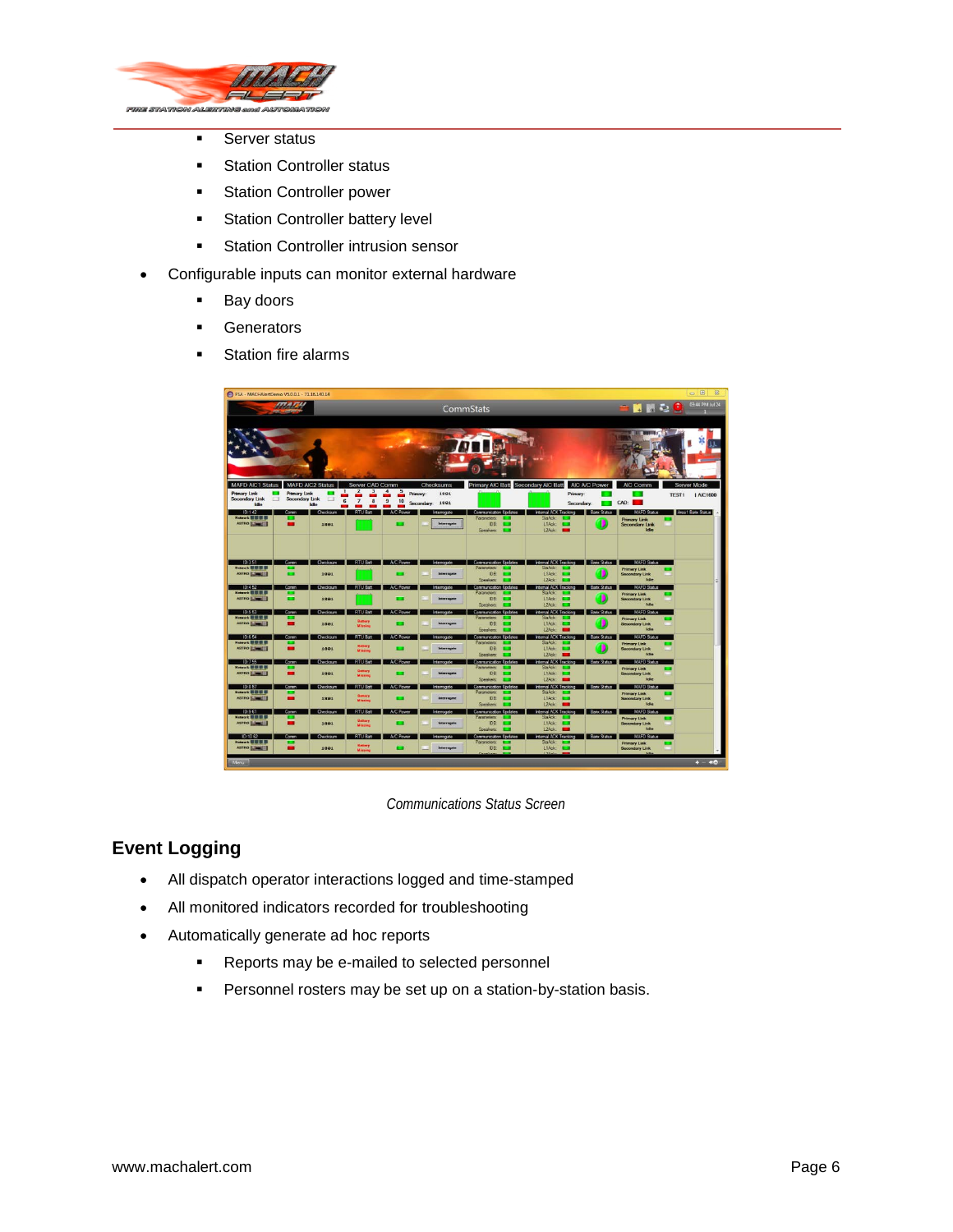- Server status
- Station Controller status
- Station Controller power
- Station Controller battery level
- Station Controller intrusion sensor

- Configurable inputs can monitor external hardware
  - Bay doors
  - Generators
  - Station fire alarms

*Communications Status Screen*

## Event Logging

- All dispatch operator interactions logged and time-stamped
- All monitored indicators recorded for troubleshooting
- Automatically generate ad hoc reports
  - Reports may be e-mailed to selected personnel
  - Personnel rosters may be set up on a station-by-station basis.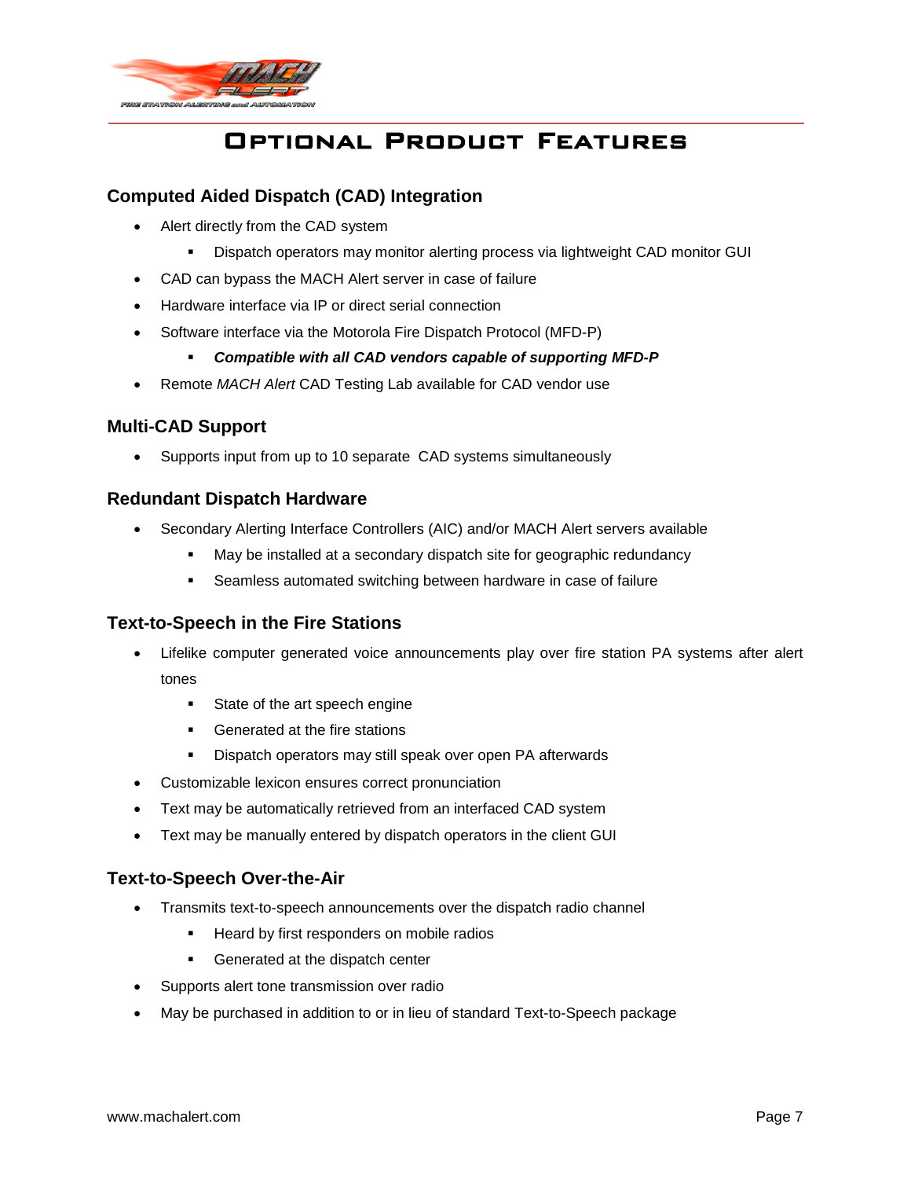# Optional Product Features

### Computed Aided Dispatch (CAD) Integration

- Alert directly from the CAD system
  - Dispatch operators may monitor alerting process via lightweight CAD monitor GUI
- CAD can bypass the MACH Alert server in case of failure
- Hardware interface via IP or direct serial connection
- Software interface via the Motorola Fire Dispatch Protocol (MFD-P)
  - ***Compatible with all CAD vendors capable of supporting MFD-P***
- Remote *MACH Alert* CAD Testing Lab available for CAD vendor use

### Multi-CAD Support

- Supports input from up to 10 separate CAD systems simultaneously

### Redundant Dispatch Hardware

- Secondary Alerting Interface Controllers (AIC) and/or MACH Alert servers available
  - May be installed at a secondary dispatch site for geographic redundancy
  - Seamless automated switching between hardware in case of failure

### Text-to-Speech in the Fire Stations

- Lifelike computer generated voice announcements play over fire station PA systems after alert tones
  - State of the art speech engine
  - Generated at the fire stations
  - Dispatch operators may still speak over open PA afterwards
- Customizable lexicon ensures correct pronunciation
- Text may be automatically retrieved from an interfaced CAD system
- Text may be manually entered by dispatch operators in the client GUI

### Text-to-Speech Over-the-Air

- Transmits text-to-speech announcements over the dispatch radio channel
  - Heard by first responders on mobile radios
  - Generated at the dispatch center
- Supports alert tone transmission over radio
- May be purchased in addition to or in lieu of standard Text-to-Speech package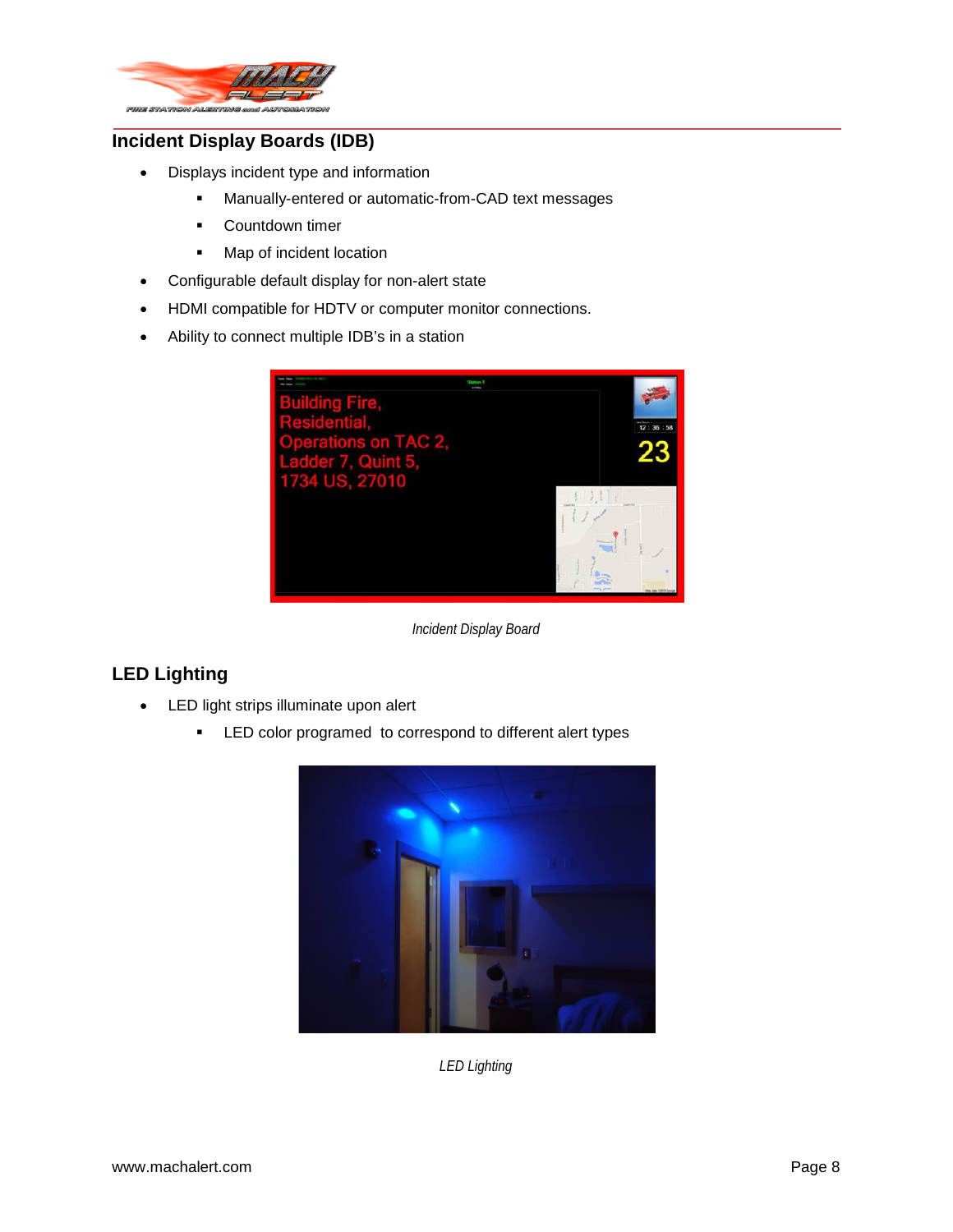## Incident Display Boards (IDB)

- Displays incident type and information
  - Manually-entered or automatic-from-CAD text messages
  - Countdown timer
  - Map of incident location
- Configurable default display for non-alert state
- HDMI compatible for HDTV or computer monitor connections.
- Ability to connect multiple IDB's in a station

*Incident Display Board*

## LED Lighting

- LED light strips illuminate upon alert
  - LED color programed  to correspond to different alert types

*LED Lighting*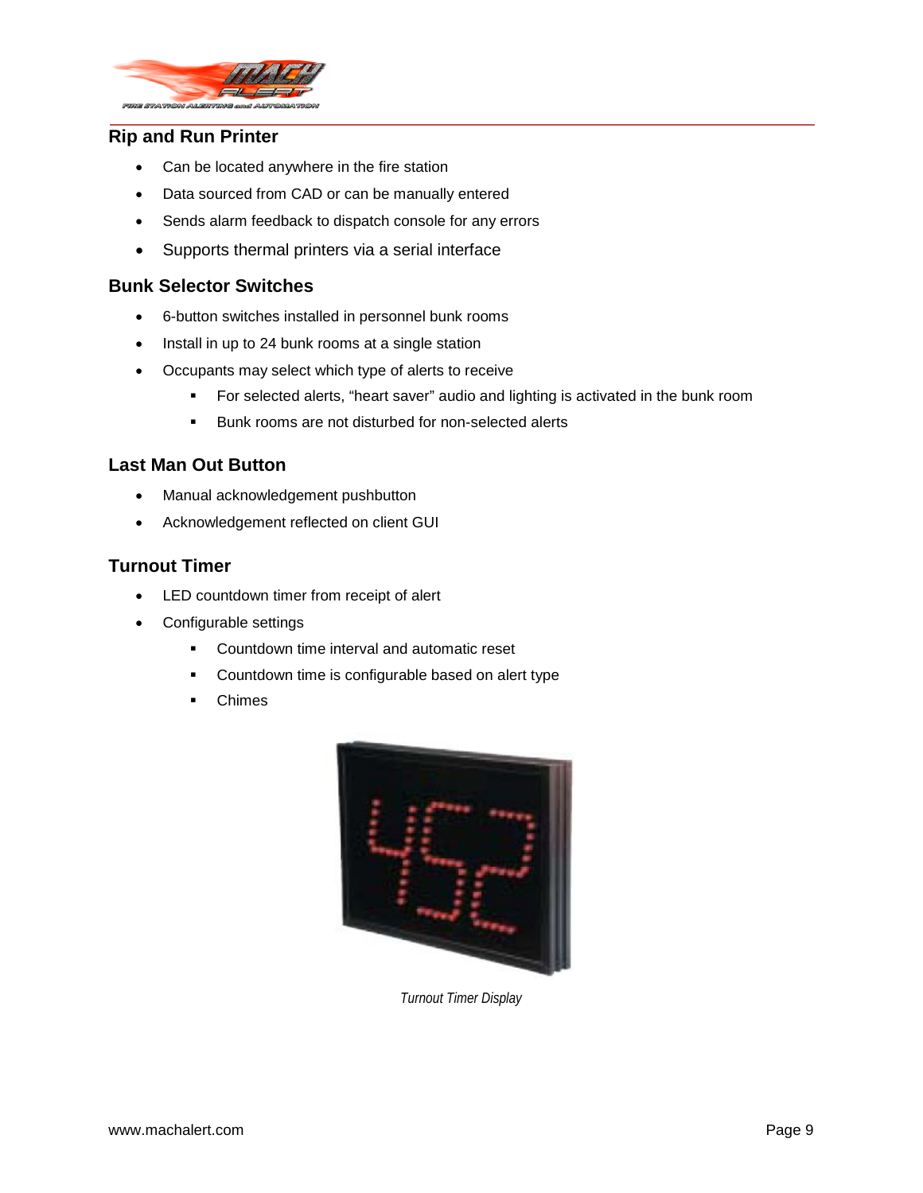## Rip and Run Printer

- Can be located anywhere in the fire station
- Data sourced from CAD or can be manually entered
- Sends alarm feedback to dispatch console for any errors
- Supports thermal printers via a serial interface

## Bunk Selector Switches

- 6-button switches installed in personnel bunk rooms
- Install in up to 24 bunk rooms at a single station
- Occupants may select which type of alerts to receive
  - For selected alerts, "heart saver" audio and lighting is activated in the bunk room
  - Bunk rooms are not disturbed for non-selected alerts

## Last Man Out Button

- Manual acknowledgement pushbutton
- Acknowledgement reflected on client GUI

## Turnout Timer

- LED countdown timer from receipt of alert
- Configurable settings
  - Countdown time interval and automatic reset
  - Countdown time is configurable based on alert type
  - Chimes

*Turnout Timer Display*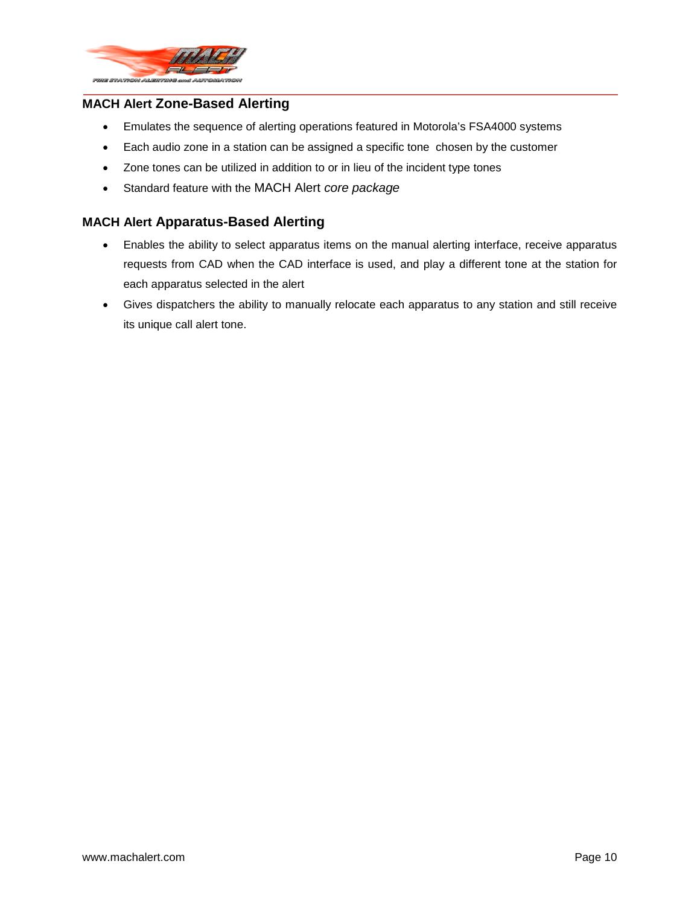## MACH Alert Zone-Based Alerting

- Emulates the sequence of alerting operations featured in Motorola's FSA4000 systems
- Each audio zone in a station can be assigned a specific tone chosen by the customer
- Zone tones can be utilized in addition to or in lieu of the incident type tones
- Standard feature with the MACH Alert *core package*

## MACH Alert Apparatus-Based Alerting

- Enables the ability to select apparatus items on the manual alerting interface, receive apparatus requests from CAD when the CAD interface is used, and play a different tone at the station for each apparatus selected in the alert
- Gives dispatchers the ability to manually relocate each apparatus to any station and still receive its unique call alert tone.